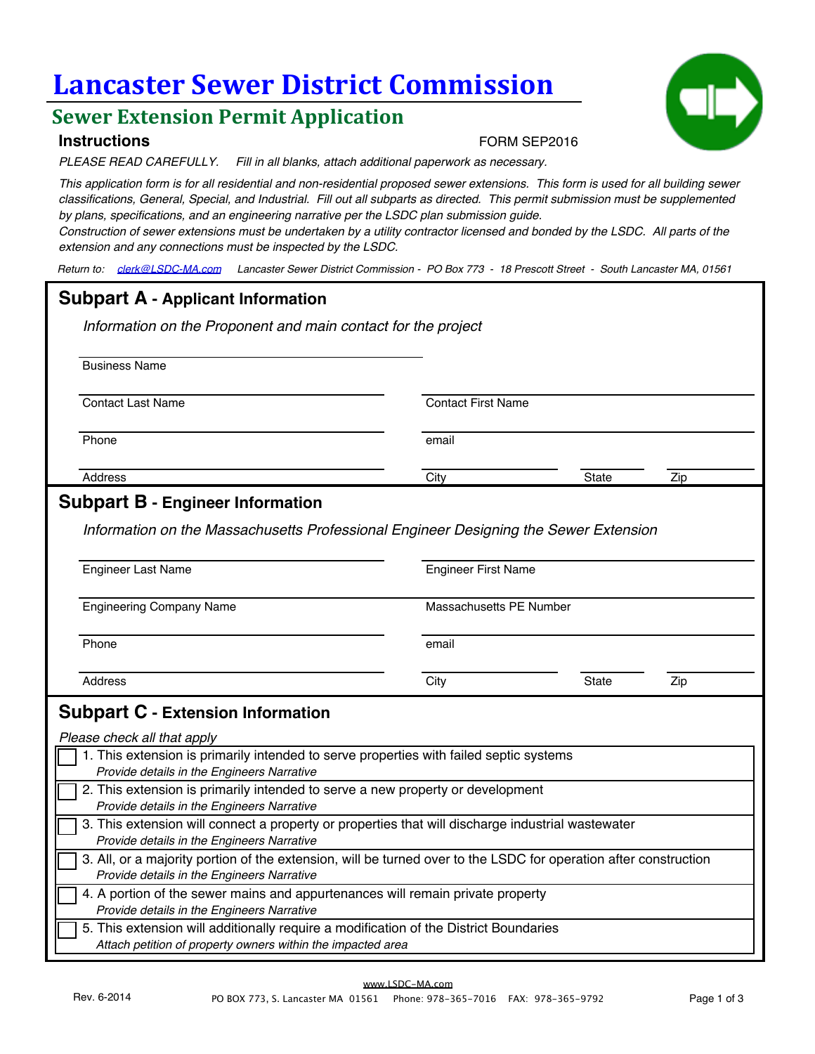# Lancaster Sewer District Commission

## Sewer Extension Permit Application

### Instructions

FORM SEP2016

*PLEASE READ CAREFULLY. Fill in all blanks, attach additional paperwork as necessary.*

*This application form is for all residential and non-residential proposed sewer extensions. This form is used for all building sewer classifications, General, Special, and Industrial. Fill out all subparts as directed. This permit submission must be supplemented by plans, specifications, and an engineering narrative per the LSDC plan submission guide.*

*Construction of sewer extensions must be undertaken by a utility contractor licensed and bonded by the LSDC. All parts of the extension and any connections must be inspected by the LSDC.*

*Return to: clerk@LSDC-MA.com Lancaster Sewer District Commission - PO Box 773 - 18 Prescott Street - South Lancaster MA, 01561*

## Subpart A - Applicant Information

*Information on the Proponent and main contact for the project*

Business Name: ______________________

Contact Last Name: ______________________ Contact First Name: ______________________

Phone: ______________________ email: ______________________

Address: ______________________ City: __________ State: ______ Zip: ______

## Subpart B - Engineer Information

*Information on the Massachusetts Professional Engineer Designing the Sewer Extension*

Engineer Last Name: ______________________ Engineer First Name: ______________________

Engineering Company Name: ______________________ Massachusetts PE Number: ______________________

Phone: ______________________ email: ______________________

Address: ______________________ City: __________ State: ______ Zip: ______

## Subpart C - Extension Information

*Please check all that apply*

- [ ] 1. This extension is primarily intended to serve properties with failed septic systems
  *Provide details in the Engineers Narrative*
- [ ] 2. This extension is primarily intended to serve a new property or development
  *Provide details in the Engineers Narrative*
- [ ] 3. This extension will connect a property or properties that will discharge industrial wastewater
  *Provide details in the Engineers Narrative*
- [ ] 3. All, or a majority portion of the extension, will be turned over to the LSDC for operation after construction
  *Provide details in the Engineers Narrative*
- [ ] 4. A portion of the sewer mains and appurtenances will remain private property
  *Provide details in the Engineers Narrative*
- [ ] 5. This extension will additionally require a modification of the District Boundaries
  *Attach petition of property owners within the impacted area*

Rev. 6-2014

www.LSDC-MA.com

PO BOX 773, S. Lancaster MA 01561 Phone: 978-365-7016 FAX: 978-365-9792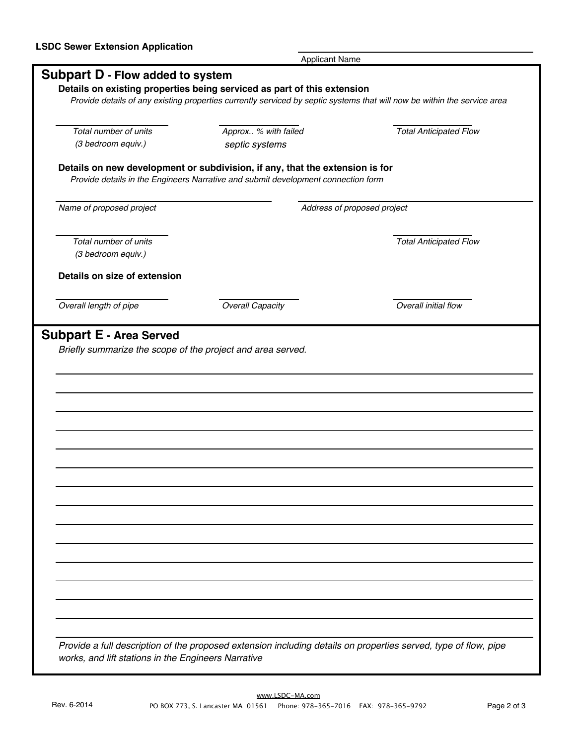LSDC Sewer Extension Application

\_\_\_\_\_\_\_\_\_\_\_\_\_\_\_\_\_\_\_\_\_\_\_\_\_\_\_\_\_\_\_\_\_\_\_\_\_\_\_\_
Applicant Name

## Subpart D - Flow added to system

### Details on existing properties being serviced as part of this extension

*Provide details of any existing properties currently serviced by septic systems that will now be within the service area*

| \_\_\_\_\_\_\_\_\_\_\_\_\_\_\_\_\_\_\_\_ | \_\_\_\_\_\_\_\_\_\_\_\_\_\_\_\_\_\_\_\_ | \_\_\_\_\_\_\_\_\_\_\_\_\_\_\_\_\_\_\_\_ |
|---|---|---|
| *Total number of units (3 bedroom equiv.)* | *Approx.. % with failed septic systems* | *Total Anticipated Flow* |

### Details on new development or subdivision, if any, that the extension is for

*Provide details in the Engineers Narrative and submit development connection form*

| \_\_\_\_\_\_\_\_\_\_\_\_\_\_\_\_\_\_\_\_\_\_\_\_\_\_\_\_\_\_\_\_\_\_\_\_\_\_\_\_ | \_\_\_\_\_\_\_\_\_\_\_\_\_\_\_\_\_\_\_\_\_\_\_\_\_\_\_\_\_\_\_\_\_\_\_\_\_\_\_\_ |
|---|---|
| *Name of proposed project* | *Address of proposed project* |

| \_\_\_\_\_\_\_\_\_\_\_\_\_\_\_\_\_\_\_\_ | \_\_\_\_\_\_\_\_\_\_\_\_\_\_\_\_\_\_\_\_ |
|---|---|
| *Total number of units (3 bedroom equiv.)* | *Total Anticipated Flow* |

### Details on size of extension

| \_\_\_\_\_\_\_\_\_\_\_\_\_\_\_\_\_\_\_\_ | \_\_\_\_\_\_\_\_\_\_\_\_\_\_\_\_\_\_\_\_ | \_\_\_\_\_\_\_\_\_\_\_\_\_\_\_\_\_\_\_\_ |
|---|---|---|
| *Overall length of pipe* | *Overall Capacity* | *Overall initial flow* |

## Subpart E - Area Served

*Briefly summarize the scope of the project and area served.*

\_\_\_\_\_\_\_\_\_\_\_\_\_\_\_\_\_\_\_\_\_\_\_\_\_\_\_\_\_\_\_\_\_\_\_\_\_\_\_\_\_\_\_\_\_\_\_\_\_\_\_\_\_\_\_\_\_\_\_\_\_\_\_\_\_\_\_\_\_\_\_\_\_\_\_\_

\_\_\_\_\_\_\_\_\_\_\_\_\_\_\_\_\_\_\_\_\_\_\_\_\_\_\_\_\_\_\_\_\_\_\_\_\_\_\_\_\_\_\_\_\_\_\_\_\_\_\_\_\_\_\_\_\_\_\_\_\_\_\_\_\_\_\_\_\_\_\_\_\_\_\_\_

\_\_\_\_\_\_\_\_\_\_\_\_\_\_\_\_\_\_\_\_\_\_\_\_\_\_\_\_\_\_\_\_\_\_\_\_\_\_\_\_\_\_\_\_\_\_\_\_\_\_\_\_\_\_\_\_\_\_\_\_\_\_\_\_\_\_\_\_\_\_\_\_\_\_\_\_

\_\_\_\_\_\_\_\_\_\_\_\_\_\_\_\_\_\_\_\_\_\_\_\_\_\_\_\_\_\_\_\_\_\_\_\_\_\_\_\_\_\_\_\_\_\_\_\_\_\_\_\_\_\_\_\_\_\_\_\_\_\_\_\_\_\_\_\_\_\_\_\_\_\_\_\_

\_\_\_\_\_\_\_\_\_\_\_\_\_\_\_\_\_\_\_\_\_\_\_\_\_\_\_\_\_\_\_\_\_\_\_\_\_\_\_\_\_\_\_\_\_\_\_\_\_\_\_\_\_\_\_\_\_\_\_\_\_\_\_\_\_\_\_\_\_\_\_\_\_\_\_\_

\_\_\_\_\_\_\_\_\_\_\_\_\_\_\_\_\_\_\_\_\_\_\_\_\_\_\_\_\_\_\_\_\_\_\_\_\_\_\_\_\_\_\_\_\_\_\_\_\_\_\_\_\_\_\_\_\_\_\_\_\_\_\_\_\_\_\_\_\_\_\_\_\_\_\_\_

\_\_\_\_\_\_\_\_\_\_\_\_\_\_\_\_\_\_\_\_\_\_\_\_\_\_\_\_\_\_\_\_\_\_\_\_\_\_\_\_\_\_\_\_\_\_\_\_\_\_\_\_\_\_\_\_\_\_\_\_\_\_\_\_\_\_\_\_\_\_\_\_\_\_\_\_

\_\_\_\_\_\_\_\_\_\_\_\_\_\_\_\_\_\_\_\_\_\_\_\_\_\_\_\_\_\_\_\_\_\_\_\_\_\_\_\_\_\_\_\_\_\_\_\_\_\_\_\_\_\_\_\_\_\_\_\_\_\_\_\_\_\_\_\_\_\_\_\_\_\_\_\_

\_\_\_\_\_\_\_\_\_\_\_\_\_\_\_\_\_\_\_\_\_\_\_\_\_\_\_\_\_\_\_\_\_\_\_\_\_\_\_\_\_\_\_\_\_\_\_\_\_\_\_\_\_\_\_\_\_\_\_\_\_\_\_\_\_\_\_\_\_\_\_\_\_\_\_\_

\_\_\_\_\_\_\_\_\_\_\_\_\_\_\_\_\_\_\_\_\_\_\_\_\_\_\_\_\_\_\_\_\_\_\_\_\_\_\_\_\_\_\_\_\_\_\_\_\_\_\_\_\_\_\_\_\_\_\_\_\_\_\_\_\_\_\_\_\_\_\_\_\_\_\_\_

\_\_\_\_\_\_\_\_\_\_\_\_\_\_\_\_\_\_\_\_\_\_\_\_\_\_\_\_\_\_\_\_\_\_\_\_\_\_\_\_\_\_\_\_\_\_\_\_\_\_\_\_\_\_\_\_\_\_\_\_\_\_\_\_\_\_\_\_\_\_\_\_\_\_\_\_

\_\_\_\_\_\_\_\_\_\_\_\_\_\_\_\_\_\_\_\_\_\_\_\_\_\_\_\_\_\_\_\_\_\_\_\_\_\_\_\_\_\_\_\_\_\_\_\_\_\_\_\_\_\_\_\_\_\_\_\_\_\_\_\_\_\_\_\_\_\_\_\_\_\_\_\_

\_\_\_\_\_\_\_\_\_\_\_\_\_\_\_\_\_\_\_\_\_\_\_\_\_\_\_\_\_\_\_\_\_\_\_\_\_\_\_\_\_\_\_\_\_\_\_\_\_\_\_\_\_\_\_\_\_\_\_\_\_\_\_\_\_\_\_\_\_\_\_\_\_\_\_\_

\_\_\_\_\_\_\_\_\_\_\_\_\_\_\_\_\_\_\_\_\_\_\_\_\_\_\_\_\_\_\_\_\_\_\_\_\_\_\_\_\_\_\_\_\_\_\_\_\_\_\_\_\_\_\_\_\_\_\_\_\_\_\_\_\_\_\_\_\_\_\_\_\_\_\_\_

*Provide a full description of the proposed extension including details on properties served, type of flow, pipe works, and lift stations in the Engineers Narrative*

Rev. 6-2014

www.LSDC-MA.com
PO BOX 773, S. Lancaster MA 01561 Phone: 978-365-7016 FAX: 978-365-9792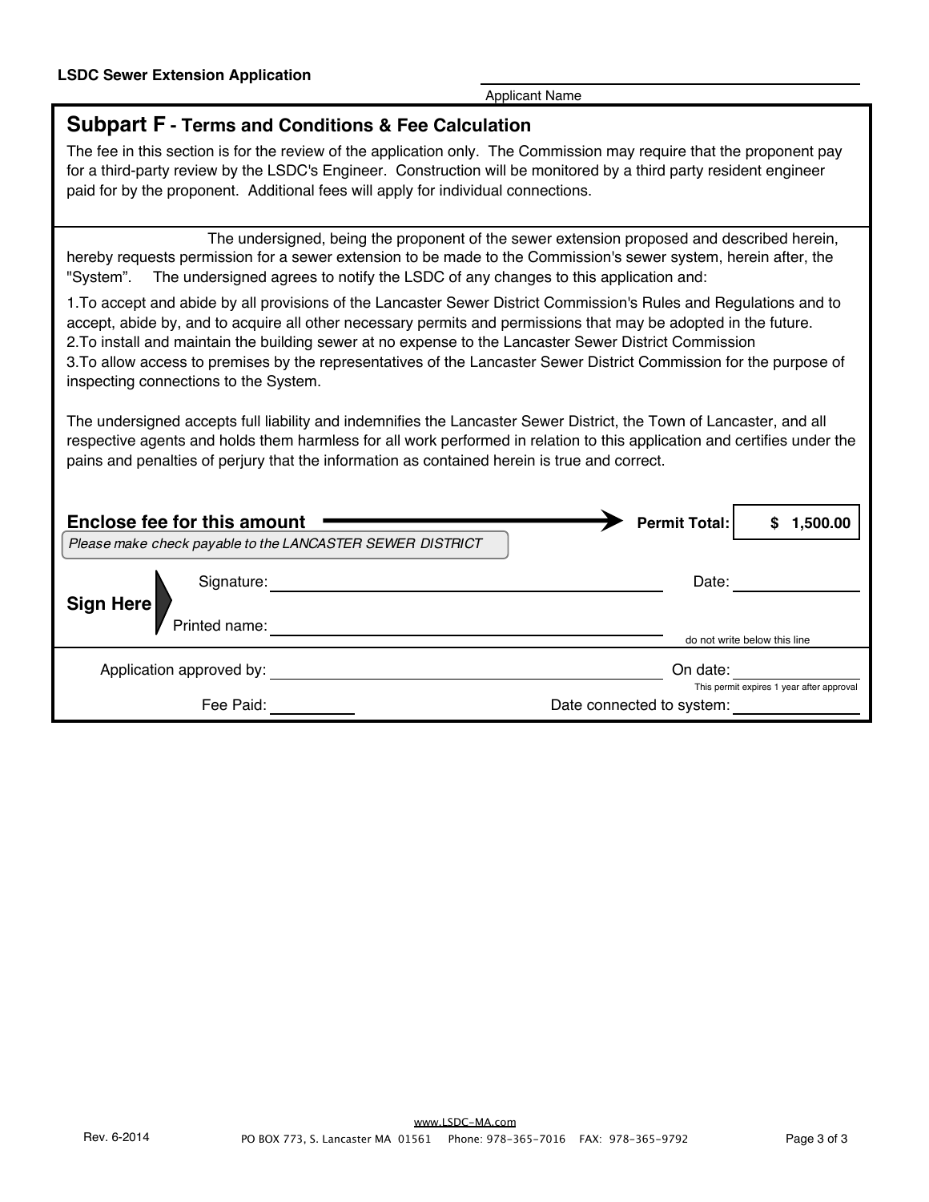LSDC Sewer Extension Application

Applicant Name: ______________________

## Subpart F - Terms and Conditions & Fee Calculation

The fee in this section is for the review of the application only. The Commission may require that the proponent pay for a third-party review by the LSDC's Engineer. Construction will be monitored by a third party resident engineer paid for by the proponent. Additional fees will apply for individual connections.

The undersigned, being the proponent of the sewer extension proposed and described herein, hereby requests permission for a sewer extension to be made to the Commission's sewer system, herein after, the "System". The undersigned agrees to notify the LSDC of any changes to this application and:

1. To accept and abide by all provisions of the Lancaster Sewer District Commission's Rules and Regulations and to accept, abide by, and to acquire all other necessary permits and permissions that may be adopted in the future.
2. To install and maintain the building sewer at no expense to the Lancaster Sewer District Commission
3. To allow access to premises by the representatives of the Lancaster Sewer District Commission for the purpose of inspecting connections to the System.

The undersigned accepts full liability and indemnifies the Lancaster Sewer District, the Town of Lancaster, and all respective agents and holds them harmless for all work performed in relation to this application and certifies under the pains and penalties of perjury that the information as contained herein is true and correct.

**Enclose fee for this amount** → **Permit Total:** $ 1,500.00

*Please make check payable to the LANCASTER SEWER DISTRICT*

**Sign Here**

Signature: ______________________ Date: ____________

Printed name: ______________________

do not write below this line

Application approved by: ______________________ On date: ____________

This permit expires 1 year after approval

Fee Paid: ____________ Date connected to system: ____________

www.LSDC-MA.com

PO BOX 773, S. Lancaster MA 01561 Phone: 978-365-7016 FAX: 978-365-9792

Rev. 6-2014